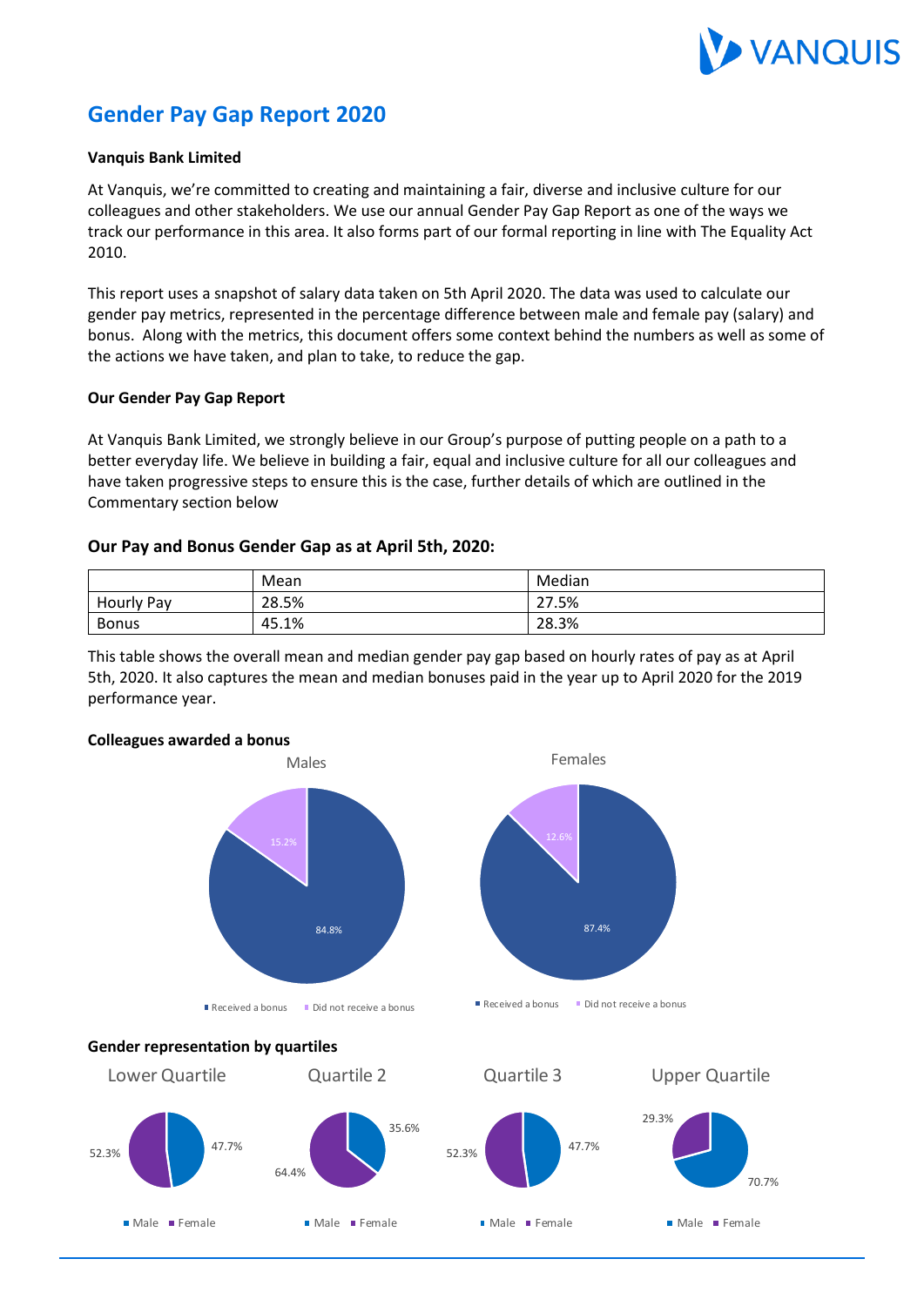# Gender Pay Gap Report 2020

**Vanquis Bank Limited**

At Vanquis, we're committed to creating and maintaining a fair, diverse and inclusive culture for our colleagues and other stakeholders. We use our annual Gender Pay Gap Report as one of the ways we track our performance in this area. It also forms part of our formal reporting in line with The Equality Act 2010.

This report uses a snapshot of salary data taken on 5th April 2020. The data was used to calculate our gender pay metrics, represented in the percentage difference between male and female pay (salary) and bonus. Along with the metrics, this document offers some context behind the numbers as well as some of the actions we have taken, and plan to take, to reduce the gap.

**Our Gender Pay Gap Report**

At Vanquis Bank Limited, we strongly believe in our Group's purpose of putting people on a path to a better everyday life. We believe in building a fair, equal and inclusive culture for all our colleagues and have taken progressive steps to ensure this is the case, further details of which are outlined in the Commentary section below

### Our Pay and Bonus Gender Gap as at April 5th, 2020:

| | Mean | Median |
|---|---|---|
| Hourly Pay | 28.5% | 27.5% |
| Bonus | 45.1% | 28.3% |

This table shows the overall mean and median gender pay gap based on hourly rates of pay as at April 5th, 2020. It also captures the mean and median bonuses paid in the year up to April 2020 for the 2019 performance year.

**Colleagues awarded a bonus**

Males

- Received a bonus: 84.8%
- Did not receive a bonus: 15.2%

Females

- Received a bonus: 87.4%
- Did not receive a bonus: 12.6%

**Gender representation by quartiles**

Lower Quartile

- Male: 47.7%
- Female: 52.3%

Quartile 2

- Male: 35.6%
- Female: 64.4%

Quartile 3

- Male: 47.7%
- Female: 52.3%

Upper Quartile

- Male: 70.7%
- Female: 29.3%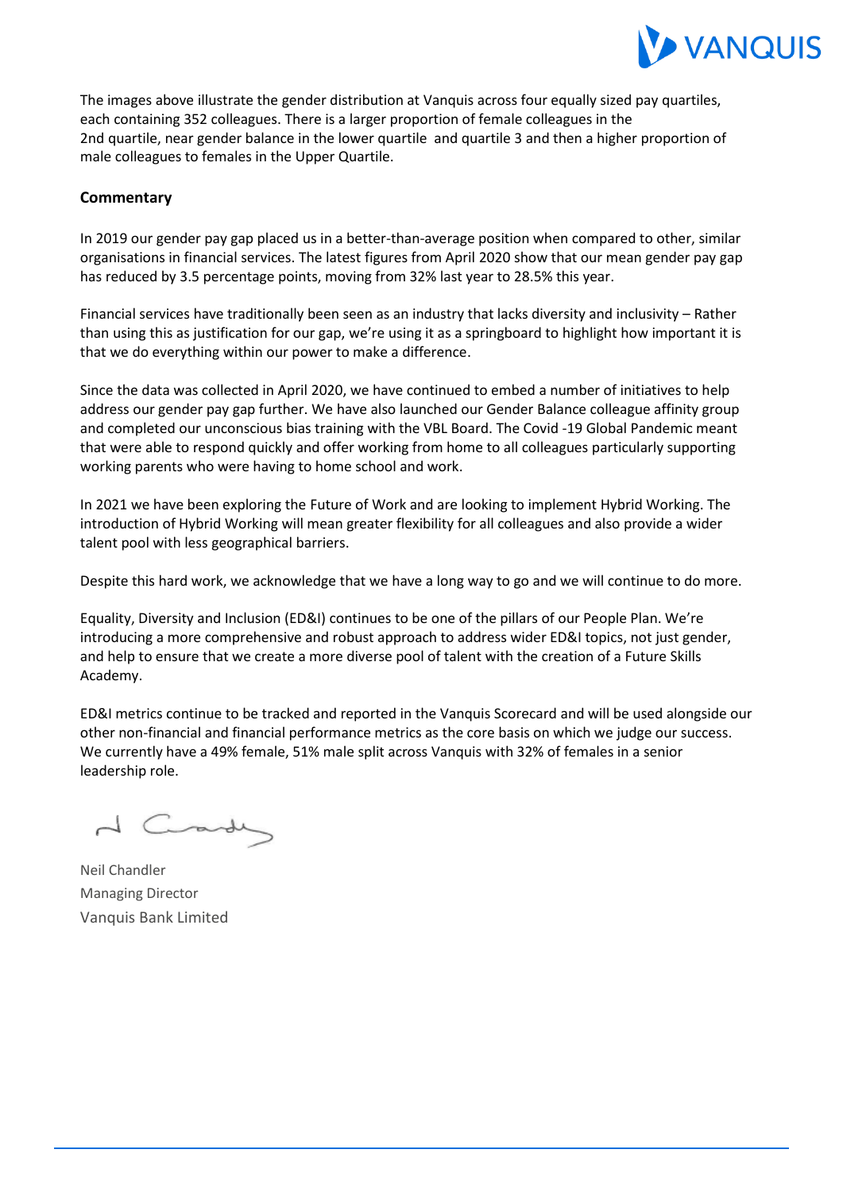The images above illustrate the gender distribution at Vanquis across four equally sized pay quartiles, each containing 352 colleagues. There is a larger proportion of female colleagues in the 2nd quartile, near gender balance in the lower quartile and quartile 3 and then a higher proportion of male colleagues to females in the Upper Quartile.

**Commentary**

In 2019 our gender pay gap placed us in a better-than-average position when compared to other, similar organisations in financial services. The latest figures from April 2020 show that our mean gender pay gap has reduced by 3.5 percentage points, moving from 32% last year to 28.5% this year.

Financial services have traditionally been seen as an industry that lacks diversity and inclusivity – Rather than using this as justification for our gap, we're using it as a springboard to highlight how important it is that we do everything within our power to make a difference.

Since the data was collected in April 2020, we have continued to embed a number of initiatives to help address our gender pay gap further. We have also launched our Gender Balance colleague affinity group and completed our unconscious bias training with the VBL Board. The Covid -19 Global Pandemic meant that were able to respond quickly and offer working from home to all colleagues particularly supporting working parents who were having to home school and work.

In 2021 we have been exploring the Future of Work and are looking to implement Hybrid Working. The introduction of Hybrid Working will mean greater flexibility for all colleagues and also provide a wider talent pool with less geographical barriers.

Despite this hard work, we acknowledge that we have a long way to go and we will continue to do more.

Equality, Diversity and Inclusion (ED&I) continues to be one of the pillars of our People Plan. We're introducing a more comprehensive and robust approach to address wider ED&I topics, not just gender, and help to ensure that we create a more diverse pool of talent with the creation of a Future Skills Academy.

ED&I metrics continue to be tracked and reported in the Vanquis Scorecard and will be used alongside our other non-financial and financial performance metrics as the core basis on which we judge our success. We currently have a 49% female, 51% male split across Vanquis with 32% of females in a senior leadership role.

Neil Chandler
Managing Director
Vanquis Bank Limited